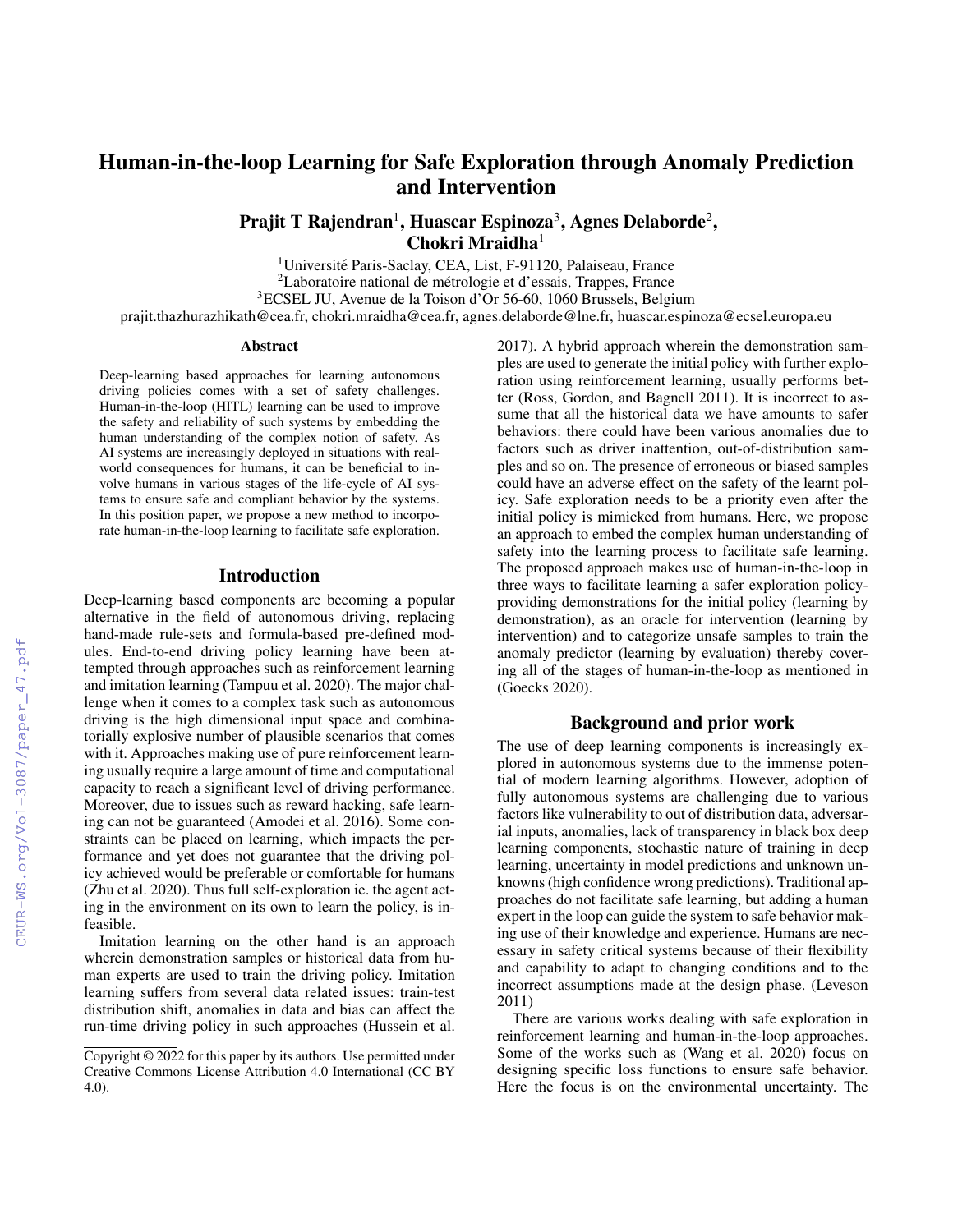# Human-in-the-loop Learning for Safe Exploration through Anomaly Prediction and Intervention

**Prajit T Rajendran**[1], **Huascar Espinoza**[3], **Agnes Delaborde**[2], **Chokri Mraidha**[1]

[1]Université Paris-Saclay, CEA, List, F-91120, Palaiseau, France
[2]Laboratoire national de métrologie et d'essais, Trappes, France
[3]ECSEL JU, Avenue de la Toison d'Or 56-60, 1060 Brussels, Belgium

prajit.thazhurazhikath@cea.fr, chokri.mraidha@cea.fr, agnes.delaborde@lne.fr, huascar.espinoza@ecsel.europa.eu

## Abstract

Deep-learning based approaches for learning autonomous driving policies comes with a set of safety challenges. Human-in-the-loop (HITL) learning can be used to improve the safety and reliability of such systems by embedding the human understanding of the complex notion of safety. As AI systems are increasingly deployed in situations with real-world consequences for humans, it can be beneficial to involve humans in various stages of the life-cycle of AI systems to ensure safe and compliant behavior by the systems. In this position paper, we propose a new method to incorporate human-in-the-loop learning to facilitate safe exploration.

## Introduction

Deep-learning based components are becoming a popular alternative in the field of autonomous driving, replacing hand-made rule-sets and formula-based pre-defined modules. End-to-end driving policy learning have been attempted through approaches such as reinforcement learning and imitation learning (Tampuu et al. 2020). The major challenge when it comes to a complex task such as autonomous driving is the high dimensional input space and combinatorially explosive number of plausible scenarios that comes with it. Approaches making use of pure reinforcement learning usually require a large amount of time and computational capacity to reach a significant level of driving performance. Moreover, due to issues such as reward hacking, safe learning can not be guaranteed (Amodei et al. 2016). Some constraints can be placed on learning, which impacts the performance and yet does not guarantee that the driving policy achieved would be preferable or comfortable for humans (Zhu et al. 2020). Thus full self-exploration ie. the agent acting in the environment on its own to learn the policy, is infeasible.

Imitation learning on the other hand is an approach wherein demonstration samples or historical data from human experts are used to train the driving policy. Imitation learning suffers from several data related issues: train-test distribution shift, anomalies in data and bias can affect the run-time driving policy in such approaches (Hussein et al. 2017). A hybrid approach wherein the demonstration samples are used to generate the initial policy with further exploration using reinforcement learning, usually performs better (Ross, Gordon, and Bagnell 2011). It is incorrect to assume that all the historical data we have amounts to safer behaviors: there could have been various anomalies due to factors such as driver inattention, out-of-distribution samples and so on. The presence of erroneous or biased samples could have an adverse effect on the safety of the learnt policy. Safe exploration needs to be a priority even after the initial policy is mimicked from humans. Here, we propose an approach to embed the complex human understanding of safety into the learning process to facilitate safe learning. The proposed approach makes use of human-in-the-loop in three ways to facilitate learning a safer exploration policy-providing demonstrations for the initial policy (learning by demonstration), as an oracle for intervention (learning by intervention) and to categorize unsafe samples to train the anomaly predictor (learning by evaluation) thereby covering all of the stages of human-in-the-loop as mentioned in (Goecks 2020).

## Background and prior work

The use of deep learning components is increasingly explored in autonomous systems due to the immense potential of modern learning algorithms. However, adoption of fully autonomous systems are challenging due to various factors like vulnerability to out of distribution data, adversarial inputs, anomalies, lack of transparency in black box deep learning components, stochastic nature of training in deep learning, uncertainty in model predictions and unknown unknowns (high confidence wrong predictions). Traditional approaches do not facilitate safe learning, but adding a human expert in the loop can guide the system to safe behavior making use of their knowledge and experience. Humans are necessary in safety critical systems because of their flexibility and capability to adapt to changing conditions and to the incorrect assumptions made at the design phase. (Leveson 2011)

There are various works dealing with safe exploration in reinforcement learning and human-in-the-loop approaches. Some of the works such as (Wang et al. 2020) focus on designing specific loss functions to ensure safe behavior. Here the focus is on the environmental uncertainty. The

Copyright © 2022 for this paper by its authors. Use permitted under Creative Commons License Attribution 4.0 International (CC BY 4.0).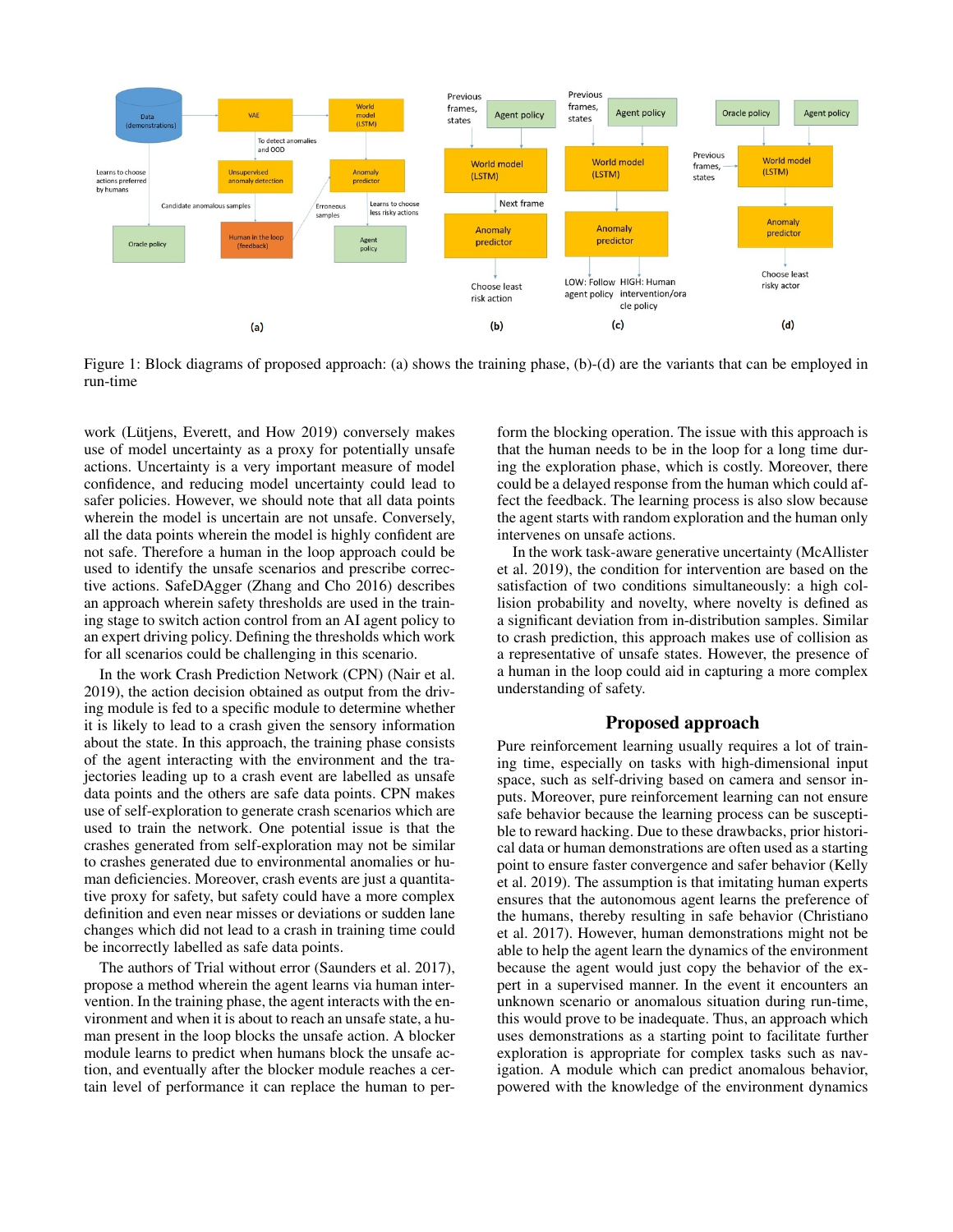Figure 1: Block diagrams of proposed approach: (a) shows the training phase, (b)-(d) are the variants that can be employed in run-time

work (Lütjens, Everett, and How 2019) conversely makes use of model uncertainty as a proxy for potentially unsafe actions. Uncertainty is a very important measure of model confidence, and reducing model uncertainty could lead to safer policies. However, we should note that all data points wherein the model is uncertain are not unsafe. Conversely, all the data points wherein the model is highly confident are not safe. Therefore a human in the loop approach could be used to identify the unsafe scenarios and prescribe corrective actions. SafeDAgger (Zhang and Cho 2016) describes an approach wherein safety thresholds are used in the training stage to switch action control from an AI agent policy to an expert driving policy. Defining the thresholds which work for all scenarios could be challenging in this scenario.

In the work Crash Prediction Network (CPN) (Nair et al. 2019), the action decision obtained as output from the driving module is fed to a specific module to determine whether it is likely to lead to a crash given the sensory information about the state. In this approach, the training phase consists of the agent interacting with the environment and the trajectories leading up to a crash event are labelled as unsafe data points and the others are safe data points. CPN makes use of self-exploration to generate crash scenarios which are used to train the network. One potential issue is that the crashes generated from self-exploration may not be similar to crashes generated due to environmental anomalies or human deficiencies. Moreover, crash events are just a quantitative proxy for safety, but safety could have a more complex definition and even near misses or deviations or sudden lane changes which did not lead to a crash in training time could be incorrectly labelled as safe data points.

The authors of Trial without error (Saunders et al. 2017), propose a method wherein the agent learns via human intervention. In the training phase, the agent interacts with the environment and when it is about to reach an unsafe state, a human present in the loop blocks the unsafe action. A blocker module learns to predict when humans block the unsafe action, and eventually after the blocker module reaches a certain level of performance it can replace the human to perform the blocking operation. The issue with this approach is that the human needs to be in the loop for a long time during the exploration phase, which is costly. Moreover, there could be a delayed response from the human which could affect the feedback. The learning process is also slow because the agent starts with random exploration and the human only intervenes on unsafe actions.

In the work task-aware generative uncertainty (McAllister et al. 2019), the condition for intervention are based on the satisfaction of two conditions simultaneously: a high collision probability and novelty, where novelty is defined as a significant deviation from in-distribution samples. Similar to crash prediction, this approach makes use of collision as a representative of unsafe states. However, the presence of a human in the loop could aid in capturing a more complex understanding of safety.

## Proposed approach

Pure reinforcement learning usually requires a lot of training time, especially on tasks with high-dimensional input space, such as self-driving based on camera and sensor inputs. Moreover, pure reinforcement learning can not ensure safe behavior because the learning process can be susceptible to reward hacking. Due to these drawbacks, prior historical data or human demonstrations are often used as a starting point to ensure faster convergence and safer behavior (Kelly et al. 2019). The assumption is that imitating human experts ensures that the autonomous agent learns the preference of the humans, thereby resulting in safe behavior (Christiano et al. 2017). However, human demonstrations might not be able to help the agent learn the dynamics of the environment because the agent would just copy the behavior of the expert in a supervised manner. In the event it encounters an unknown scenario or anomalous situation during run-time, this would prove to be inadequate. Thus, an approach which uses demonstrations as a starting point to facilitate further exploration is appropriate for complex tasks such as navigation. A module which can predict anomalous behavior, powered with the knowledge of the environment dynamics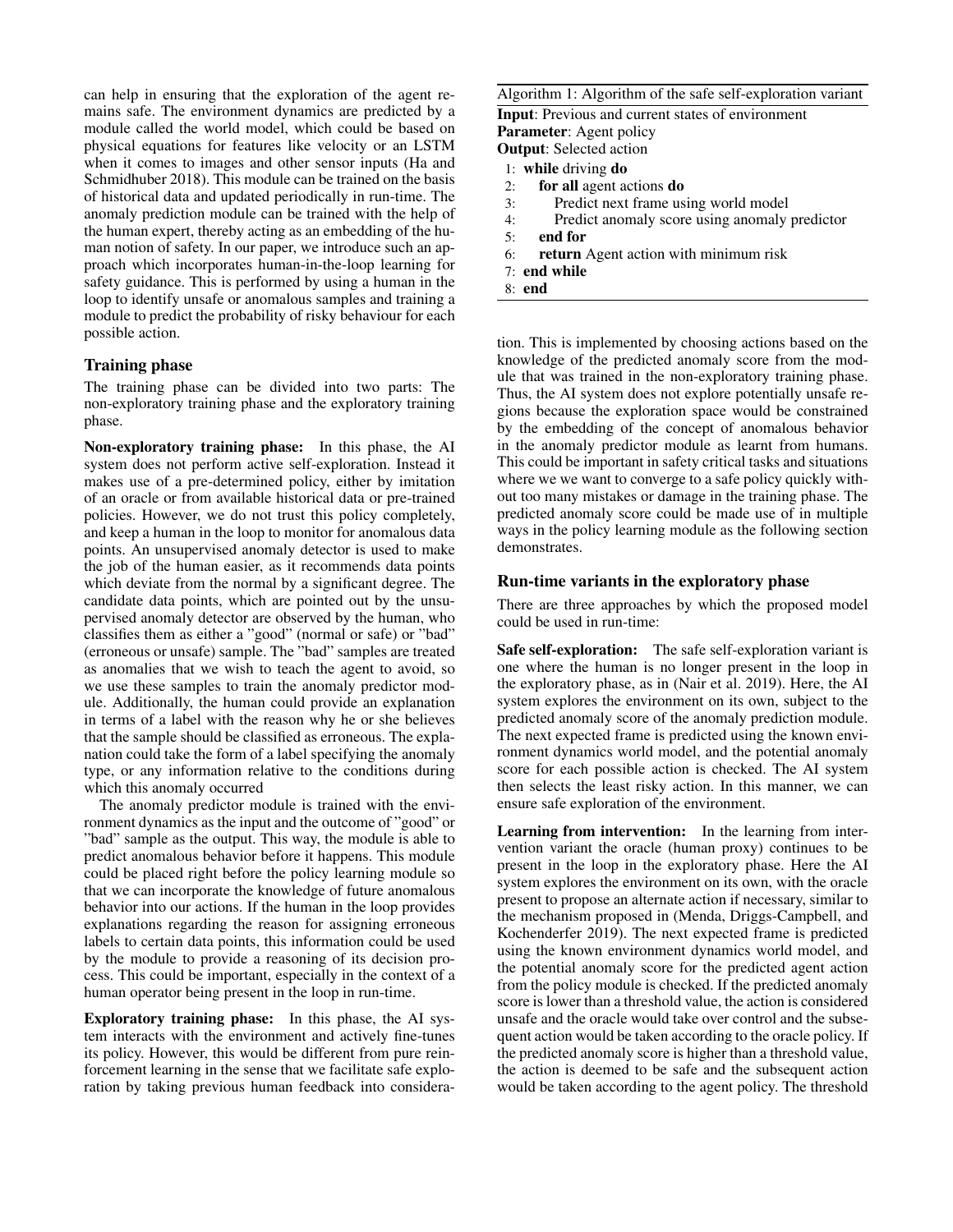can help in ensuring that the exploration of the agent remains safe. The environment dynamics are predicted by a module called the world model, which could be based on physical equations for features like velocity or an LSTM when it comes to images and other sensor inputs (Ha and Schmidhuber 2018). This module can be trained on the basis of historical data and updated periodically in run-time. The anomaly prediction module can be trained with the help of the human expert, thereby acting as an embedding of the human notion of safety. In our paper, we introduce such an approach which incorporates human-in-the-loop learning for safety guidance. This is performed by using a human in the loop to identify unsafe or anomalous samples and training a module to predict the probability of risky behaviour for each possible action.

### Training phase

The training phase can be divided into two parts: The non-exploratory training phase and the exploratory training phase.

**Non-exploratory training phase:** In this phase, the AI system does not perform active self-exploration. Instead it makes use of a pre-determined policy, either by imitation of an oracle or from available historical data or pre-trained policies. However, we do not trust this policy completely, and keep a human in the loop to monitor for anomalous data points. An unsupervised anomaly detector is used to make the job of the human easier, as it recommends data points which deviate from the normal by a significant degree. The candidate data points, which are pointed out by the unsupervised anomaly detector are observed by the human, who classifies them as either a "good" (normal or safe) or "bad" (erroneous or unsafe) sample. The "bad" samples are treated as anomalies that we wish to teach the agent to avoid, so we use these samples to train the anomaly predictor module. Additionally, the human could provide an explanation in terms of a label with the reason why he or she believes that the sample should be classified as erroneous. The explanation could take the form of a label specifying the anomaly type, or any information relative to the conditions during which this anomaly occurred

The anomaly predictor module is trained with the environment dynamics as the input and the outcome of "good" or "bad" sample as the output. This way, the module is able to predict anomalous behavior before it happens. This module could be placed right before the policy learning module so that we can incorporate the knowledge of future anomalous behavior into our actions. If the human in the loop provides explanations regarding the reason for assigning erroneous labels to certain data points, this information could be used by the module to provide a reasoning of its decision process. This could be important, especially in the context of a human operator being present in the loop in run-time.

**Exploratory training phase:** In this phase, the AI system interacts with the environment and actively fine-tunes its policy. However, this would be different from pure reinforcement learning in the sense that we facilitate safe exploration by taking previous human feedback into consideration. This is implemented by choosing actions based on the knowledge of the predicted anomaly score from the module that was trained in the non-exploratory training phase. Thus, the AI system does not explore potentially unsafe regions because the exploration space would be constrained by the embedding of the concept of anomalous behavior in the anomaly predictor module as learnt from humans. This could be important in safety critical tasks and situations where we we want to converge to a safe policy quickly without too many mistakes or damage in the training phase. The predicted anomaly score could be made use of in multiple ways in the policy learning module as the following section demonstrates.

---

**Algorithm 1:** Algorithm of the safe self-exploration variant

**Input**: Previous and current states of environment
**Parameter**: Agent policy
**Output**: Selected action

```
1: while driving do
2:     for all agent actions do
3:         Predict next frame using world model
4:         Predict anomaly score using anomaly predictor
5:     end for
6:     return Agent action with minimum risk
7: end while
8: end
```

---

### Run-time variants in the exploratory phase

There are three approaches by which the proposed model could be used in run-time:

**Safe self-exploration:** The safe self-exploration variant is one where the human is no longer present in the loop in the exploratory phase, as in (Nair et al. 2019). Here, the AI system explores the environment on its own, subject to the predicted anomaly score of the anomaly prediction module. The next expected frame is predicted using the known environment dynamics world model, and the potential anomaly score for each possible action is checked. The AI system then selects the least risky action. In this manner, we can ensure safe exploration of the environment.

**Learning from intervention:** In the learning from intervention variant the oracle (human proxy) continues to be present in the loop in the exploratory phase. Here the AI system explores the environment on its own, with the oracle present to propose an alternate action if necessary, similar to the mechanism proposed in (Menda, Driggs-Campbell, and Kochenderfer 2019). The next expected frame is predicted using the known environment dynamics world model, and the potential anomaly score for the predicted agent action from the policy module is checked. If the predicted anomaly score is lower than a threshold value, the action is considered unsafe and the oracle would take over control and the subsequent action would be taken according to the oracle policy. If the predicted anomaly score is higher than a threshold value, the action is deemed to be safe and the subsequent action would be taken according to the agent policy. The threshold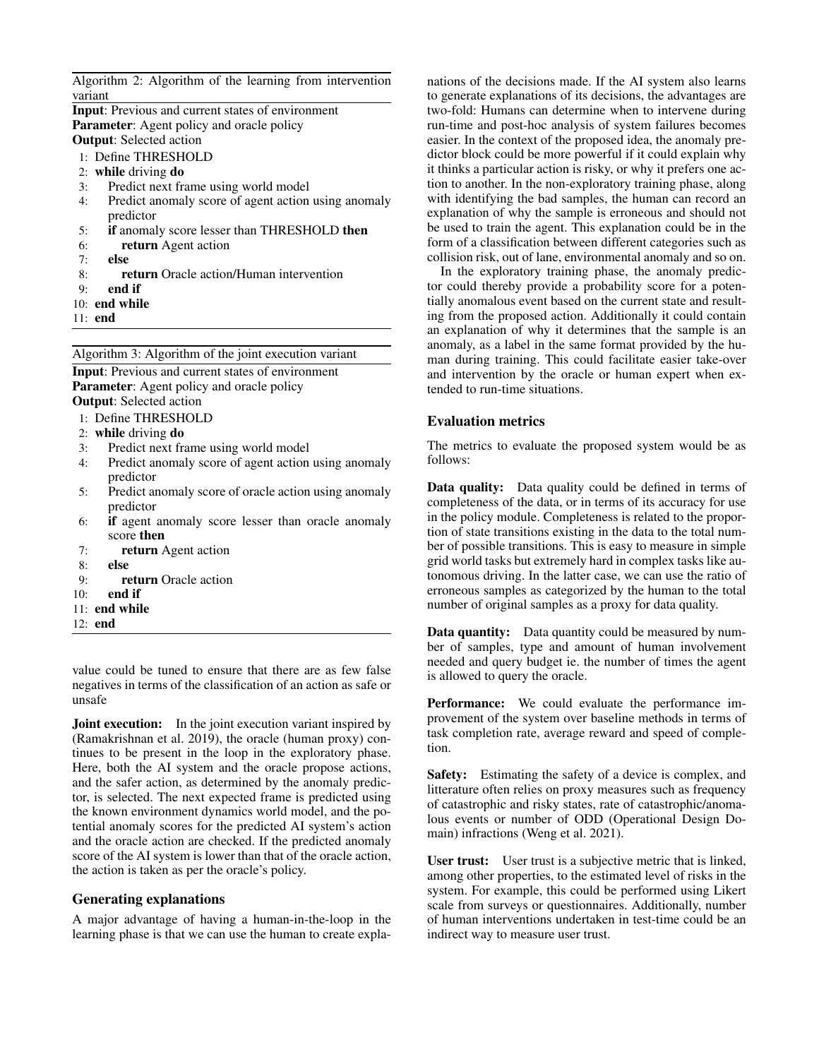Algorithm 2: Algorithm of the learning from intervention variant

**Input**: Previous and current states of environment
**Parameter**: Agent policy and oracle policy
**Output**: Selected action

```
1: Define THRESHOLD
2: while driving do
3:     Predict next frame using world model
4:     Predict anomaly score of agent action using anomaly
       predictor
5:     if anomaly score lesser than THRESHOLD then
6:         return Agent action
7:     else
8:         return Oracle action/Human intervention
9:     end if
10: end while
11: end
```

Algorithm 3: Algorithm of the joint execution variant

**Input**: Previous and current states of environment
**Parameter**: Agent policy and oracle policy
**Output**: Selected action

```
1: Define THRESHOLD
2: while driving do
3:     Predict next frame using world model
4:     Predict anomaly score of agent action using anomaly
       predictor
5:     Predict anomaly score of oracle action using anomaly
       predictor
6:     if agent anomaly score lesser than oracle anomaly
       score then
7:         return Agent action
8:     else
9:         return Oracle action
10:    end if
11: end while
12: end
```

value could be tuned to ensure that there are as few false negatives in terms of the classification of an action as safe or unsafe

**Joint execution:** In the joint execution variant inspired by (Ramakrishnan et al. 2019), the oracle (human proxy) continues to be present in the loop in the exploratory phase. Here, both the AI system and the oracle propose actions, and the safer action, as determined by the anomaly predictor, is selected. The next expected frame is predicted using the known environment dynamics world model, and the potential anomaly scores for the predicted AI system's action and the oracle action are checked. If the predicted anomaly score of the AI system is lower than that of the oracle action, the action is taken as per the oracle's policy.

## Generating explanations

A major advantage of having a human-in-the-loop in the learning phase is that we can use the human to create explanations of the decisions made. If the AI system also learns to generate explanations of its decisions, the advantages are two-fold: Humans can determine when to intervene during run-time and post-hoc analysis of system failures becomes easier. In the context of the proposed idea, the anomaly predictor block could be more powerful if it could explain why it thinks a particular action is risky, or why it prefers one action to another. In the non-exploratory training phase, along with identifying the bad samples, the human can record an explanation of why the sample is erroneous and should not be used to train the agent. This explanation could be in the form of a classification between different categories such as collision risk, out of lane, environmental anomaly and so on.

In the exploratory training phase, the anomaly predictor could thereby provide a probability score for a potentially anomalous event based on the current state and resulting from the proposed action. Additionally it could contain an explanation of why it determines that the sample is an anomaly, as a label in the same format provided by the human during training. This could facilitate easier take-over and intervention by the oracle or human expert when extended to run-time situations.

## Evaluation metrics

The metrics to evaluate the proposed system would be as follows:

**Data quality:** Data quality could be defined in terms of completeness of the data, or in terms of its accuracy for use in the policy module. Completeness is related to the proportion of state transitions existing in the data to the total number of possible transitions. This is easy to measure in simple grid world tasks but extremely hard in complex tasks like autonomous driving. In the latter case, we can use the ratio of erroneous samples as categorized by the human to the total number of original samples as a proxy for data quality.

**Data quantity:** Data quantity could be measured by number of samples, type and amount of human involvement needed and query budget ie. the number of times the agent is allowed to query the oracle.

**Performance:** We could evaluate the performance improvement of the system over baseline methods in terms of task completion rate, average reward and speed of completion.

**Safety:** Estimating the safety of a device is complex, and litterature often relies on proxy measures such as frequency of catastrophic and risky states, rate of catastrophic/anomalous events or number of ODD (Operational Design Domain) infractions (Weng et al. 2021).

**User trust:** User trust is a subjective metric that is linked, among other properties, to the estimated level of risks in the system. For example, this could be performed using Likert scale from surveys or questionnaires. Additionally, number of human interventions undertaken in test-time could be an indirect way to measure user trust.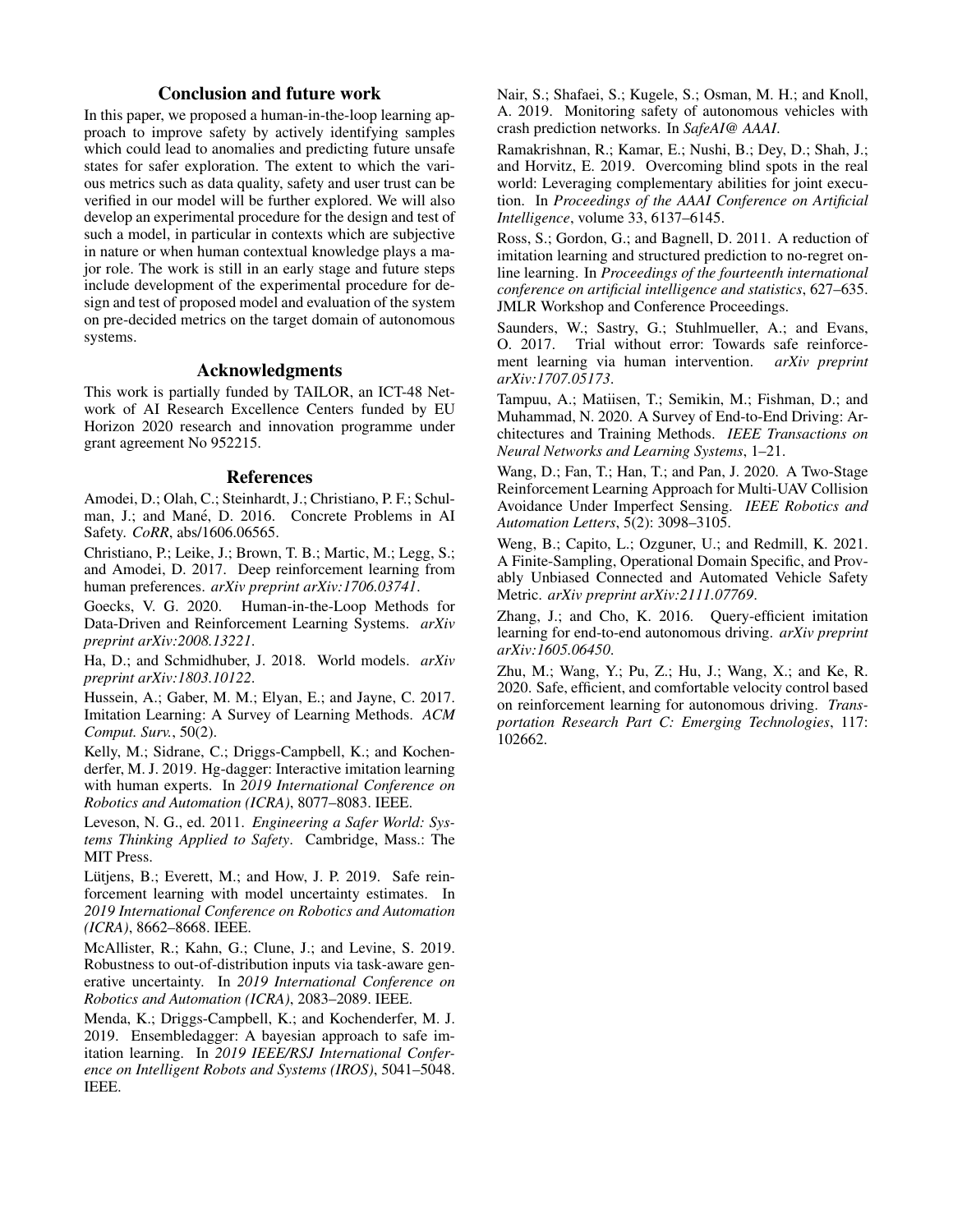## Conclusion and future work

In this paper, we proposed a human-in-the-loop learning approach to improve safety by actively identifying samples which could lead to anomalies and predicting future unsafe states for safer exploration. The extent to which the various metrics such as data quality, safety and user trust can be verified in our model will be further explored. We will also develop an experimental procedure for the design and test of such a model, in particular in contexts which are subjective in nature or when human contextual knowledge plays a major role. The work is still in an early stage and future steps include development of the experimental procedure for design and test of proposed model and evaluation of the system on pre-decided metrics on the target domain of autonomous systems.

## Acknowledgments

This work is partially funded by TAILOR, an ICT-48 Network of AI Research Excellence Centers funded by EU Horizon 2020 research and innovation programme under grant agreement No 952215.

## References

Amodei, D.; Olah, C.; Steinhardt, J.; Christiano, P. F.; Schulman, J.; and Mané, D. 2016. Concrete Problems in AI Safety. *CoRR*, abs/1606.06565.

Christiano, P.; Leike, J.; Brown, T. B.; Martic, M.; Legg, S.; and Amodei, D. 2017. Deep reinforcement learning from human preferences. *arXiv preprint arXiv:1706.03741*.

Goecks, V. G. 2020. Human-in-the-Loop Methods for Data-Driven and Reinforcement Learning Systems. *arXiv preprint arXiv:2008.13221*.

Ha, D.; and Schmidhuber, J. 2018. World models. *arXiv preprint arXiv:1803.10122*.

Hussein, A.; Gaber, M. M.; Elyan, E.; and Jayne, C. 2017. Imitation Learning: A Survey of Learning Methods. *ACM Comput. Surv.*, 50(2).

Kelly, M.; Sidrane, C.; Driggs-Campbell, K.; and Kochenderfer, M. J. 2019. Hg-dagger: Interactive imitation learning with human experts. In *2019 International Conference on Robotics and Automation (ICRA)*, 8077–8083. IEEE.

Leveson, N. G., ed. 2011. *Engineering a Safer World: Systems Thinking Applied to Safety*. Cambridge, Mass.: The MIT Press.

Lütjens, B.; Everett, M.; and How, J. P. 2019. Safe reinforcement learning with model uncertainty estimates. In *2019 International Conference on Robotics and Automation (ICRA)*, 8662–8668. IEEE.

McAllister, R.; Kahn, G.; Clune, J.; and Levine, S. 2019. Robustness to out-of-distribution inputs via task-aware generative uncertainty. In *2019 International Conference on Robotics and Automation (ICRA)*, 2083–2089. IEEE.

Menda, K.; Driggs-Campbell, K.; and Kochenderfer, M. J. 2019. Ensembledagger: A bayesian approach to safe imitation learning. In *2019 IEEE/RSJ International Conference on Intelligent Robots and Systems (IROS)*, 5041–5048. IEEE.

Nair, S.; Shafaei, S.; Kugele, S.; Osman, M. H.; and Knoll, A. 2019. Monitoring safety of autonomous vehicles with crash prediction networks. In *SafeAI@ AAAI*.

Ramakrishnan, R.; Kamar, E.; Nushi, B.; Dey, D.; Shah, J.; and Horvitz, E. 2019. Overcoming blind spots in the real world: Leveraging complementary abilities for joint execution. In *Proceedings of the AAAI Conference on Artificial Intelligence*, volume 33, 6137–6145.

Ross, S.; Gordon, G.; and Bagnell, D. 2011. A reduction of imitation learning and structured prediction to no-regret online learning. In *Proceedings of the fourteenth international conference on artificial intelligence and statistics*, 627–635. JMLR Workshop and Conference Proceedings.

Saunders, W.; Sastry, G.; Stuhlmueller, A.; and Evans, O. 2017. Trial without error: Towards safe reinforcement learning via human intervention. *arXiv preprint arXiv:1707.05173*.

Tampuu, A.; Matiisen, T.; Semikin, M.; Fishman, D.; and Muhammad, N. 2020. A Survey of End-to-End Driving: Architectures and Training Methods. *IEEE Transactions on Neural Networks and Learning Systems*, 1–21.

Wang, D.; Fan, T.; Han, T.; and Pan, J. 2020. A Two-Stage Reinforcement Learning Approach for Multi-UAV Collision Avoidance Under Imperfect Sensing. *IEEE Robotics and Automation Letters*, 5(2): 3098–3105.

Weng, B.; Capito, L.; Ozguner, U.; and Redmill, K. 2021. A Finite-Sampling, Operational Domain Specific, and Provably Unbiased Connected and Automated Vehicle Safety Metric. *arXiv preprint arXiv:2111.07769*.

Zhang, J.; and Cho, K. 2016. Query-efficient imitation learning for end-to-end autonomous driving. *arXiv preprint arXiv:1605.06450*.

Zhu, M.; Wang, Y.; Pu, Z.; Hu, J.; Wang, X.; and Ke, R. 2020. Safe, efficient, and comfortable velocity control based on reinforcement learning for autonomous driving. *Transportation Research Part C: Emerging Technologies*, 117: 102662.